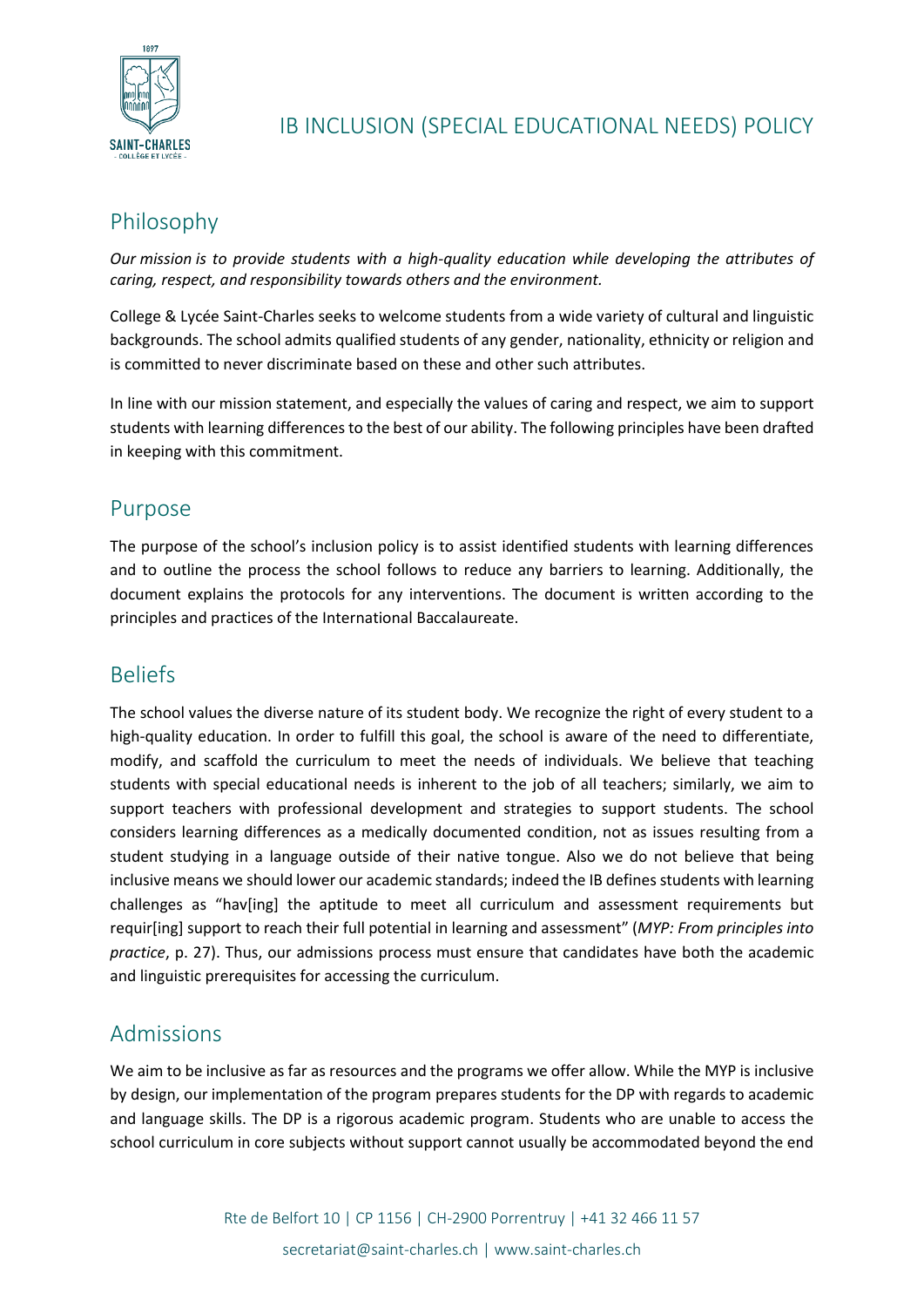# IB INCLUSION (SPECIAL EDUCATIONAL NEEDS) POLICY

## Philosophy

*Our mission is to provide students with a high-quality education while developing the attributes of caring, respect, and responsibility towards others and the environment.*

College & Lycée Saint-Charles seeks to welcome students from a wide variety of cultural and linguistic backgrounds. The school admits qualified students of any gender, nationality, ethnicity or religion and is committed to never discriminate based on these and other such attributes.

In line with our mission statement, and especially the values of caring and respect, we aim to support students with learning differences to the best of our ability. The following principles have been drafted in keeping with this commitment.

## Purpose

The purpose of the school's inclusion policy is to assist identified students with learning differences and to outline the process the school follows to reduce any barriers to learning. Additionally, the document explains the protocols for any interventions. The document is written according to the principles and practices of the International Baccalaureate.

## Beliefs

The school values the diverse nature of its student body. We recognize the right of every student to a high-quality education. In order to fulfill this goal, the school is aware of the need to differentiate, modify, and scaffold the curriculum to meet the needs of individuals. We believe that teaching students with special educational needs is inherent to the job of all teachers; similarly, we aim to support teachers with professional development and strategies to support students. The school considers learning differences as a medically documented condition, not as issues resulting from a student studying in a language outside of their native tongue. Also we do not believe that being inclusive means we should lower our academic standards; indeed the IB defines students with learning challenges as "hav[ing] the aptitude to meet all curriculum and assessment requirements but requir[ing] support to reach their full potential in learning and assessment" (*MYP: From principles into practice*, p. 27). Thus, our admissions process must ensure that candidates have both the academic and linguistic prerequisites for accessing the curriculum.

## Admissions

We aim to be inclusive as far as resources and the programs we offer allow. While the MYP is inclusive by design, our implementation of the program prepares students for the DP with regards to academic and language skills. The DP is a rigorous academic program. Students who are unable to access the school curriculum in core subjects without support cannot usually be accommodated beyond the end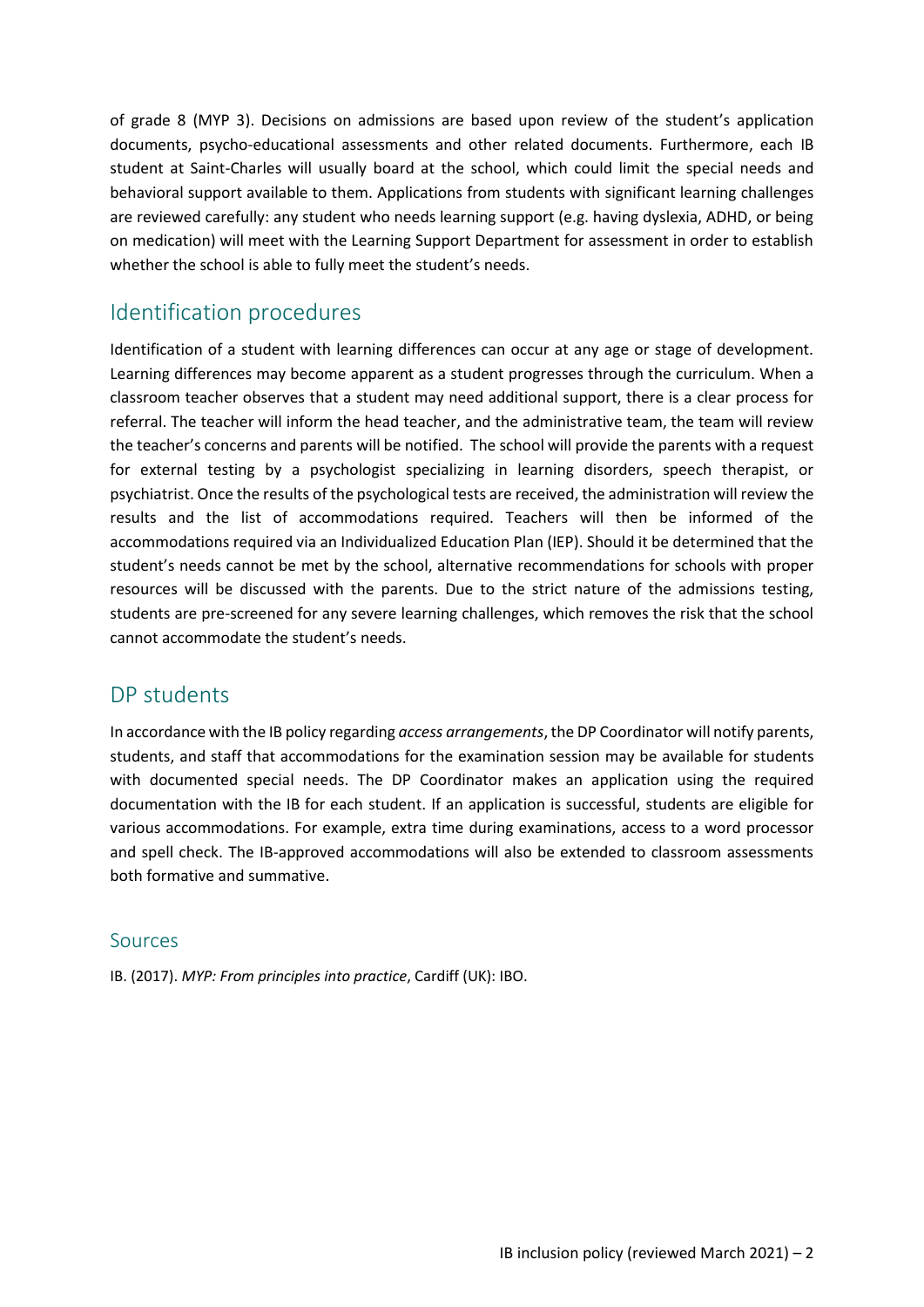of grade 8 (MYP 3). Decisions on admissions are based upon review of the student's application documents, psycho-educational assessments and other related documents. Furthermore, each IB student at Saint-Charles will usually board at the school, which could limit the special needs and behavioral support available to them. Applications from students with significant learning challenges are reviewed carefully: any student who needs learning support (e.g. having dyslexia, ADHD, or being on medication) will meet with the Learning Support Department for assessment in order to establish whether the school is able to fully meet the student's needs.

## Identification procedures

Identification of a student with learning differences can occur at any age or stage of development. Learning differences may become apparent as a student progresses through the curriculum. When a classroom teacher observes that a student may need additional support, there is a clear process for referral. The teacher will inform the head teacher, and the administrative team, the team will review the teacher's concerns and parents will be notified. The school will provide the parents with a request for external testing by a psychologist specializing in learning disorders, speech therapist, or psychiatrist. Once the results of the psychological tests are received, the administration will review the results and the list of accommodations required. Teachers will then be informed of the accommodations required via an Individualized Education Plan (IEP). Should it be determined that the student's needs cannot be met by the school, alternative recommendations for schools with proper resources will be discussed with the parents. Due to the strict nature of the admissions testing, students are pre-screened for any severe learning challenges, which removes the risk that the school cannot accommodate the student's needs.

## DP students

In accordance with the IB policy regarding *access arrangements*, the DP Coordinator will notify parents, students, and staff that accommodations for the examination session may be available for students with documented special needs. The DP Coordinator makes an application using the required documentation with the IB for each student. If an application is successful, students are eligible for various accommodations. For example, extra time during examinations, access to a word processor and spell check. The IB-approved accommodations will also be extended to classroom assessments both formative and summative.

### Sources

IB. (2017). *MYP: From principles into practice*, Cardiff (UK): IBO.